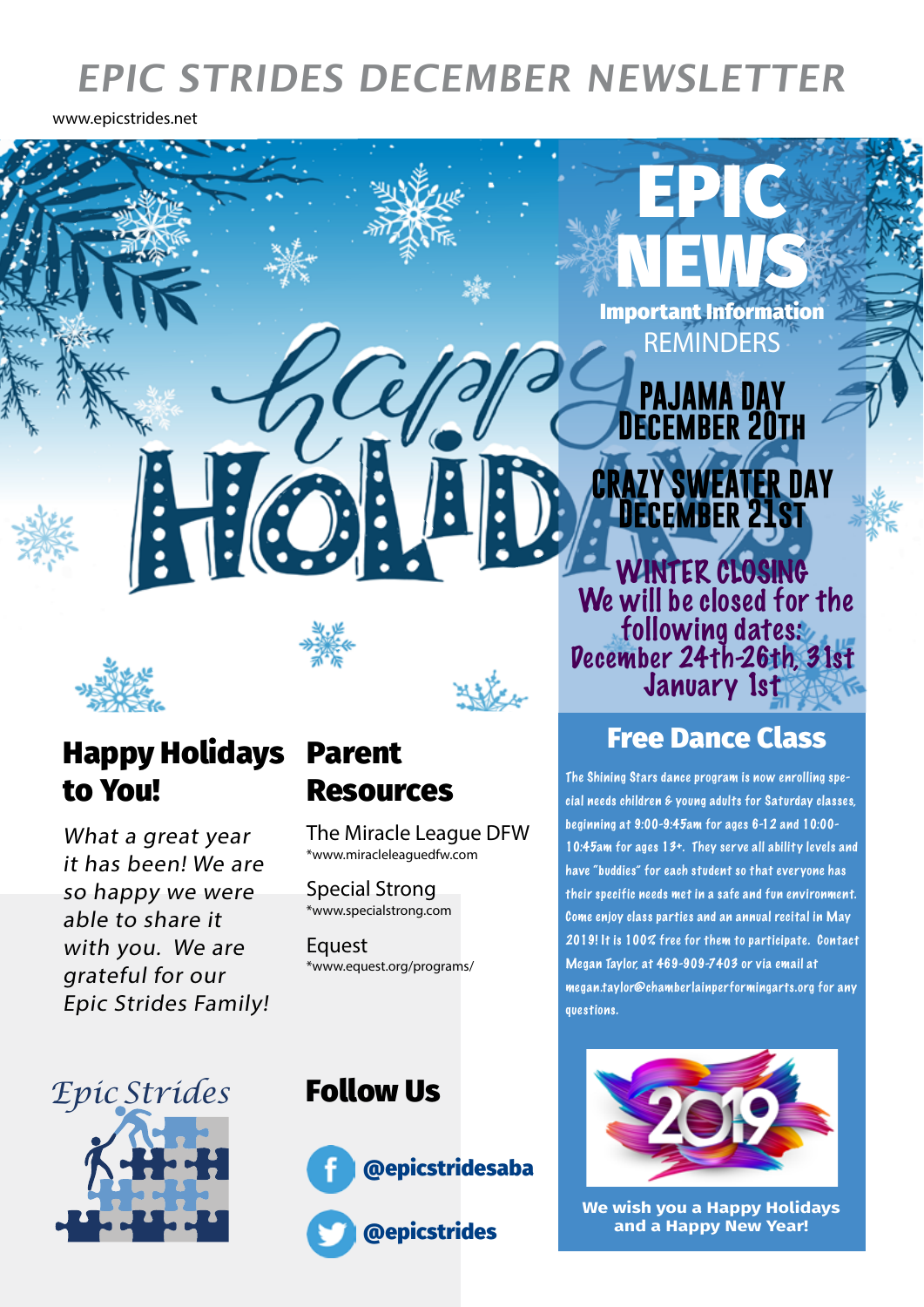# EPIC STRIDES DECEMBER NEWSLETTER

www.epicstrides.net

happy HOLIDAYS

## EPIC NEWS

**Important Information**

REMINDERS

**PAJAMA DAY**
**DECEMBER 20TH**

**CRAZY SWEATER DAY**
**DECEMBER 21ST**

**WINTER CLOSING**
We will be closed for the following dates:
December 24th-26th, 31st
January 1st

## Happy Holidays to You!

*What a great year it has been! We are so happy we were able to share it with you. We are grateful for our Epic Strides Family!*

## Parent Resources

The Miracle League DFW
*www.miracleleaguedfw.com

Special Strong
*www.specialstrong.com

Equest
*www.equest.org/programs/

## Free Dance Class

The Shining Stars dance program is now enrolling special needs children & young adults for Saturday classes, beginning at 9:00-9:45am for ages 6-12 and 10:00-10:45am for ages 13+. They serve all ability levels and have "buddies" for each student so that everyone has their specific needs met in a safe and fun environment. Come enjoy class parties and an annual recital in May 2019! It is 100% free for them to participate. Contact Megan Taylor, at 469-909-7403 or via email at megan.taylor@chamberlainperformingarts.org for any questions.

Epic Strides

## Follow Us

Facebook: @epicstridesaba

Twitter: @epicstrides

2019

**We wish you a Happy Holidays and a Happy New Year!**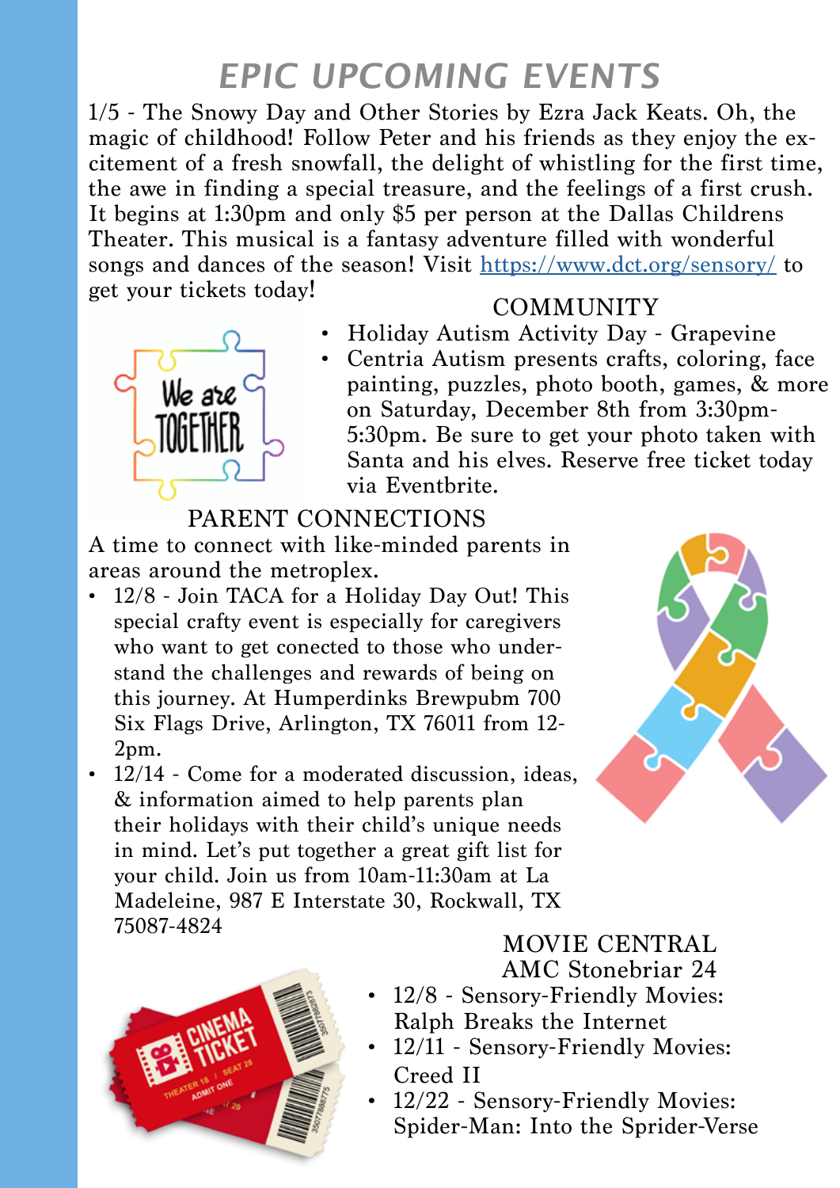# EPIC UPCOMING EVENTS

1/5 - The Snowy Day and Other Stories by Ezra Jack Keats. Oh, the magic of childhood! Follow Peter and his friends as they enjoy the excitement of a fresh snowfall, the delight of whistling for the first time, the awe in finding a special treasure, and the feelings of a first crush. It begins at 1:30pm and only $5 per person at the Dallas Childrens Theater. This musical is a fantasy adventure filled with wonderful songs and dances of the season! Visit https://www.dct.org/sensory/ to get your tickets today!

## COMMUNITY

- Holiday Autism Activity Day - Grapevine
- Centria Autism presents crafts, coloring, face painting, puzzles, photo booth, games, & more on Saturday, December 8th from 3:30pm-5:30pm. Be sure to get your photo taken with Santa and his elves. Reserve free ticket today via Eventbrite.

## PARENT CONNECTIONS

A time to connect with like-minded parents in areas around the metroplex.

- 12/8 - Join TACA for a Holiday Day Out! This special crafty event is especially for caregivers who want to get conected to those who understand the challenges and rewards of being on this journey. At Humperdinks Brewpubm 700 Six Flags Drive, Arlington, TX 76011 from 12-2pm.
- 12/14 - Come for a moderated discussion, ideas, & information aimed to help parents plan their holidays with their child's unique needs in mind. Let's put together a great gift list for your child. Join us from 10am-11:30am at La Madeleine, 987 E Interstate 30, Rockwall, TX 75087-4824

## MOVIE CENTRAL

AMC Stonebriar 24

- 12/8 - Sensory-Friendly Movies: Ralph Breaks the Internet
- 12/11 - Sensory-Friendly Movies: Creed II
- 12/22 - Sensory-Friendly Movies: Spider-Man: Into the Sprider-Verse